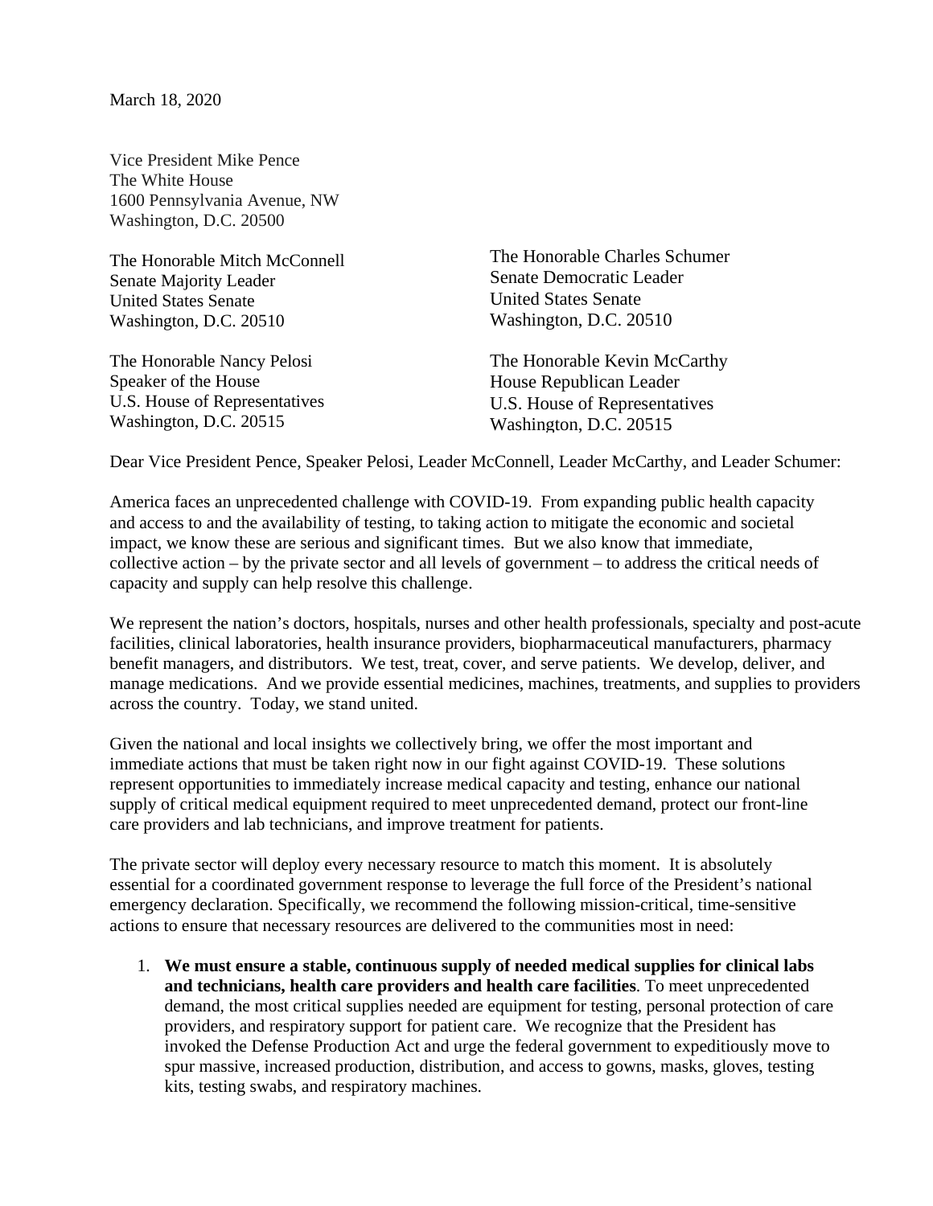March 18, 2020

Vice President Mike Pence
The White House
1600 Pennsylvania Avenue, NW
Washington, D.C. 20500

The Honorable Mitch McConnell
Senate Majority Leader
United States Senate
Washington, D.C. 20510

The Honorable Charles Schumer
Senate Democratic Leader
United States Senate
Washington, D.C. 20510

The Honorable Nancy Pelosi
Speaker of the House
U.S. House of Representatives
Washington, D.C. 20515

The Honorable Kevin McCarthy
House Republican Leader
U.S. House of Representatives
Washington, D.C. 20515

Dear Vice President Pence, Speaker Pelosi, Leader McConnell, Leader McCarthy, and Leader Schumer:

America faces an unprecedented challenge with COVID-19. From expanding public health capacity and access to and the availability of testing, to taking action to mitigate the economic and societal impact, we know these are serious and significant times. But we also know that immediate, collective action – by the private sector and all levels of government – to address the critical needs of capacity and supply can help resolve this challenge.

We represent the nation's doctors, hospitals, nurses and other health professionals, specialty and post-acute facilities, clinical laboratories, health insurance providers, biopharmaceutical manufacturers, pharmacy benefit managers, and distributors. We test, treat, cover, and serve patients. We develop, deliver, and manage medications. And we provide essential medicines, machines, treatments, and supplies to providers across the country. Today, we stand united.

Given the national and local insights we collectively bring, we offer the most important and immediate actions that must be taken right now in our fight against COVID-19. These solutions represent opportunities to immediately increase medical capacity and testing, enhance our national supply of critical medical equipment required to meet unprecedented demand, protect our front-line care providers and lab technicians, and improve treatment for patients.

The private sector will deploy every necessary resource to match this moment. It is absolutely essential for a coordinated government response to leverage the full force of the President's national emergency declaration. Specifically, we recommend the following mission-critical, time-sensitive actions to ensure that necessary resources are delivered to the communities most in need:

1. **We must ensure a stable, continuous supply of needed medical supplies for clinical labs and technicians, health care providers and health care facilities**. To meet unprecedented demand, the most critical supplies needed are equipment for testing, personal protection of care providers, and respiratory support for patient care. We recognize that the President has invoked the Defense Production Act and urge the federal government to expeditiously move to spur massive, increased production, distribution, and access to gowns, masks, gloves, testing kits, testing swabs, and respiratory machines.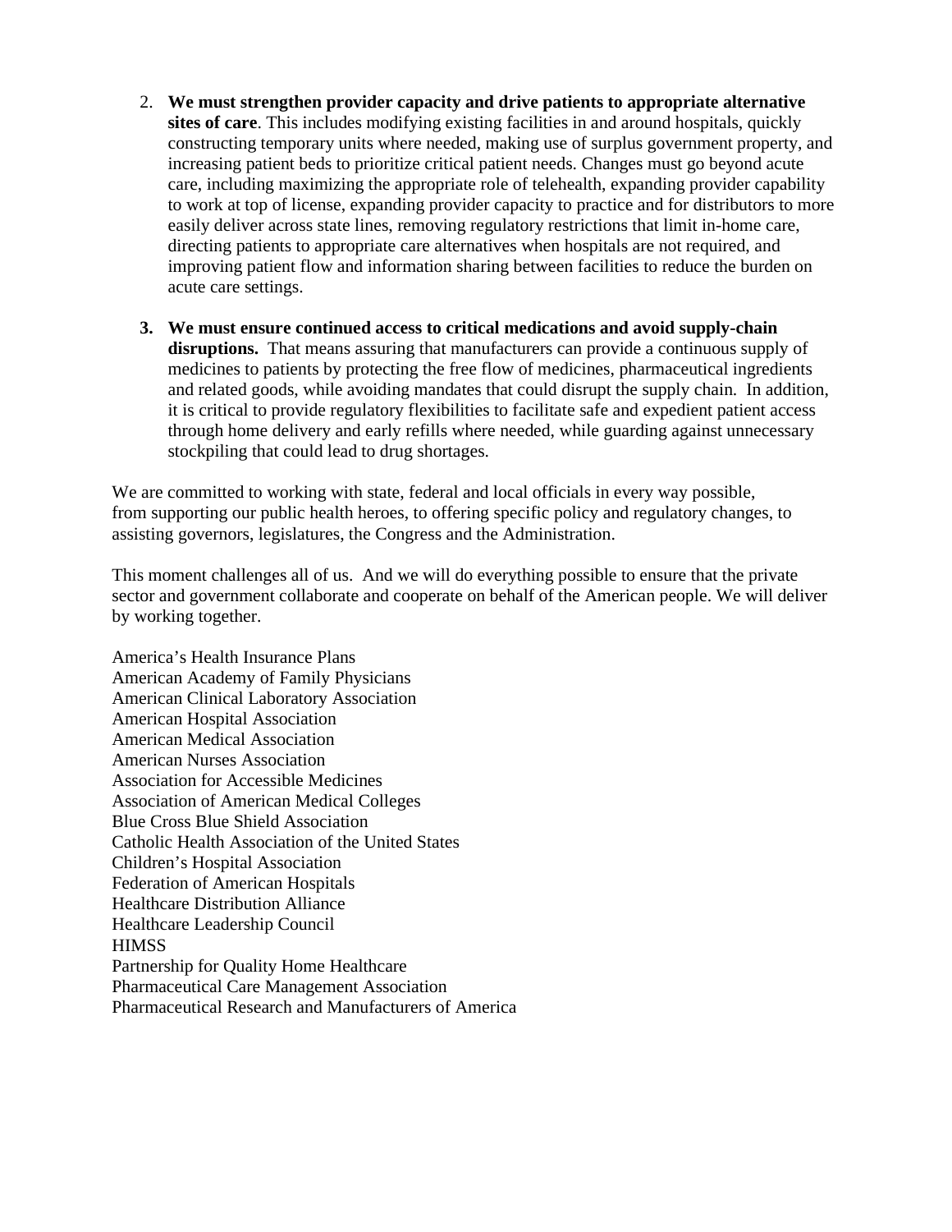2. **We must strengthen provider capacity and drive patients to appropriate alternative sites of care**. This includes modifying existing facilities in and around hospitals, quickly constructing temporary units where needed, making use of surplus government property, and increasing patient beds to prioritize critical patient needs. Changes must go beyond acute care, including maximizing the appropriate role of telehealth, expanding provider capability to work at top of license, expanding provider capacity to practice and for distributors to more easily deliver across state lines, removing regulatory restrictions that limit in-home care, directing patients to appropriate care alternatives when hospitals are not required, and improving patient flow and information sharing between facilities to reduce the burden on acute care settings.

3. **We must ensure continued access to critical medications and avoid supply-chain disruptions.** That means assuring that manufacturers can provide a continuous supply of medicines to patients by protecting the free flow of medicines, pharmaceutical ingredients and related goods, while avoiding mandates that could disrupt the supply chain. In addition, it is critical to provide regulatory flexibilities to facilitate safe and expedient patient access through home delivery and early refills where needed, while guarding against unnecessary stockpiling that could lead to drug shortages.

We are committed to working with state, federal and local officials in every way possible, from supporting our public health heroes, to offering specific policy and regulatory changes, to assisting governors, legislatures, the Congress and the Administration.

This moment challenges all of us. And we will do everything possible to ensure that the private sector and government collaborate and cooperate on behalf of the American people. We will deliver by working together.

America's Health Insurance Plans
American Academy of Family Physicians
American Clinical Laboratory Association
American Hospital Association
American Medical Association
American Nurses Association
Association for Accessible Medicines
Association of American Medical Colleges
Blue Cross Blue Shield Association
Catholic Health Association of the United States
Children's Hospital Association
Federation of American Hospitals
Healthcare Distribution Alliance
Healthcare Leadership Council
HIMSS
Partnership for Quality Home Healthcare
Pharmaceutical Care Management Association
Pharmaceutical Research and Manufacturers of America